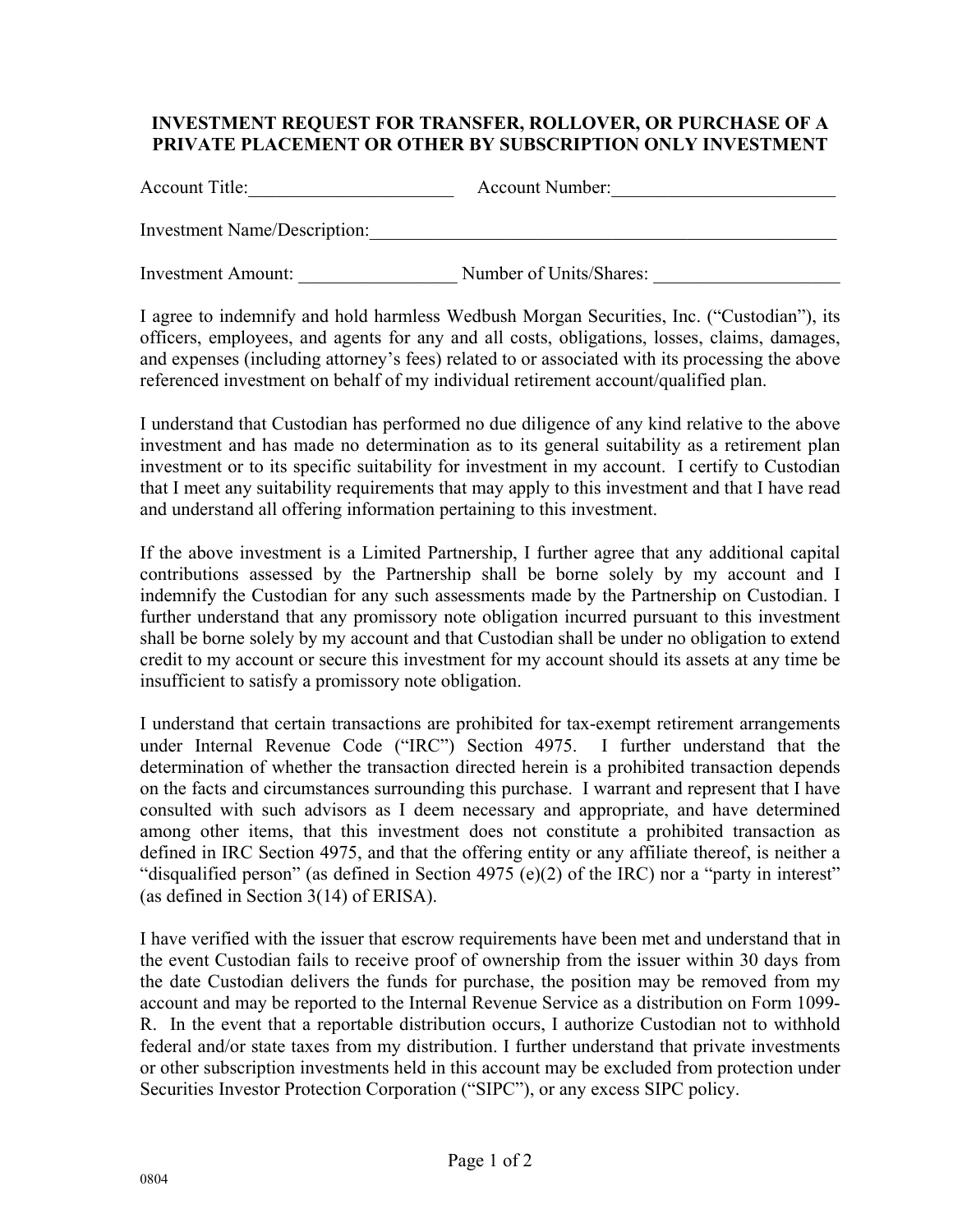# INVESTMENT REQUEST FOR TRANSFER, ROLLOVER, OR PURCHASE OF A PRIVATE PLACEMENT OR OTHER BY SUBSCRIPTION ONLY INVESTMENT

Account Title:______________________ Account Number:________________________

Investment Name/Description:____________________________________________________

Investment Amount: _________________ Number of Units/Shares: ____________________

I agree to indemnify and hold harmless Wedbush Morgan Securities, Inc. ("Custodian"), its officers, employees, and agents for any and all costs, obligations, losses, claims, damages, and expenses (including attorney's fees) related to or associated with its processing the above referenced investment on behalf of my individual retirement account/qualified plan.

I understand that Custodian has performed no due diligence of any kind relative to the above investment and has made no determination as to its general suitability as a retirement plan investment or to its specific suitability for investment in my account. I certify to Custodian that I meet any suitability requirements that may apply to this investment and that I have read and understand all offering information pertaining to this investment.

If the above investment is a Limited Partnership, I further agree that any additional capital contributions assessed by the Partnership shall be borne solely by my account and I indemnify the Custodian for any such assessments made by the Partnership on Custodian. I further understand that any promissory note obligation incurred pursuant to this investment shall be borne solely by my account and that Custodian shall be under no obligation to extend credit to my account or secure this investment for my account should its assets at any time be insufficient to satisfy a promissory note obligation.

I understand that certain transactions are prohibited for tax-exempt retirement arrangements under Internal Revenue Code ("IRC") Section 4975. I further understand that the determination of whether the transaction directed herein is a prohibited transaction depends on the facts and circumstances surrounding this purchase. I warrant and represent that I have consulted with such advisors as I deem necessary and appropriate, and have determined among other items, that this investment does not constitute a prohibited transaction as defined in IRC Section 4975, and that the offering entity or any affiliate thereof, is neither a "disqualified person" (as defined in Section 4975 (e)(2) of the IRC) nor a "party in interest" (as defined in Section 3(14) of ERISA).

I have verified with the issuer that escrow requirements have been met and understand that in the event Custodian fails to receive proof of ownership from the issuer within 30 days from the date Custodian delivers the funds for purchase, the position may be removed from my account and may be reported to the Internal Revenue Service as a distribution on Form 1099-R. In the event that a reportable distribution occurs, I authorize Custodian not to withhold federal and/or state taxes from my distribution. I further understand that private investments or other subscription investments held in this account may be excluded from protection under Securities Investor Protection Corporation ("SIPC"), or any excess SIPC policy.

0804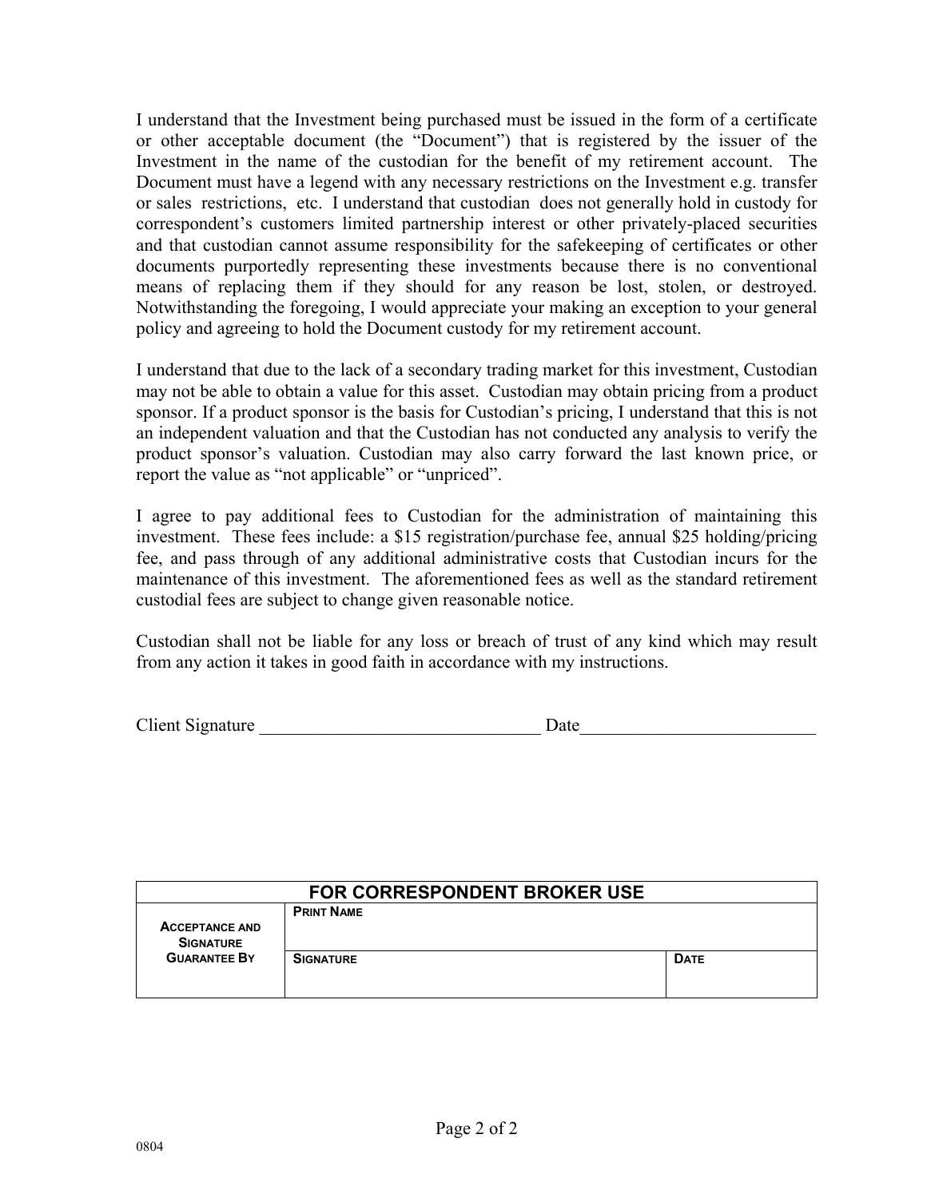I understand that the Investment being purchased must be issued in the form of a certificate or other acceptable document (the "Document") that is registered by the issuer of the Investment in the name of the custodian for the benefit of my retirement account. The Document must have a legend with any necessary restrictions on the Investment e.g. transfer or sales restrictions, etc. I understand that custodian does not generally hold in custody for correspondent's customers limited partnership interest or other privately-placed securities and that custodian cannot assume responsibility for the safekeeping of certificates or other documents purportedly representing these investments because there is no conventional means of replacing them if they should for any reason be lost, stolen, or destroyed. Notwithstanding the foregoing, I would appreciate your making an exception to your general policy and agreeing to hold the Document custody for my retirement account.

I understand that due to the lack of a secondary trading market for this investment, Custodian may not be able to obtain a value for this asset. Custodian may obtain pricing from a product sponsor. If a product sponsor is the basis for Custodian's pricing, I understand that this is not an independent valuation and that the Custodian has not conducted any analysis to verify the product sponsor's valuation. Custodian may also carry forward the last known price, or report the value as "not applicable" or "unpriced".

I agree to pay additional fees to Custodian for the administration of maintaining this investment. These fees include: a $15 registration/purchase fee, annual $25 holding/pricing fee, and pass through of any additional administrative costs that Custodian incurs for the maintenance of this investment. The aforementioned fees as well as the standard retirement custodial fees are subject to change given reasonable notice.

Custodian shall not be liable for any loss or breach of trust of any kind which may result from any action it takes in good faith in accordance with my instructions.

Client Signature _______________________________ Date__________________________

| FOR CORRESPONDENT BROKER USE | | |
|---|---|---|
| ACCEPTANCE AND SIGNATURE GUARANTEE BY | PRINT NAME | |
| | SIGNATURE | DATE |

0804